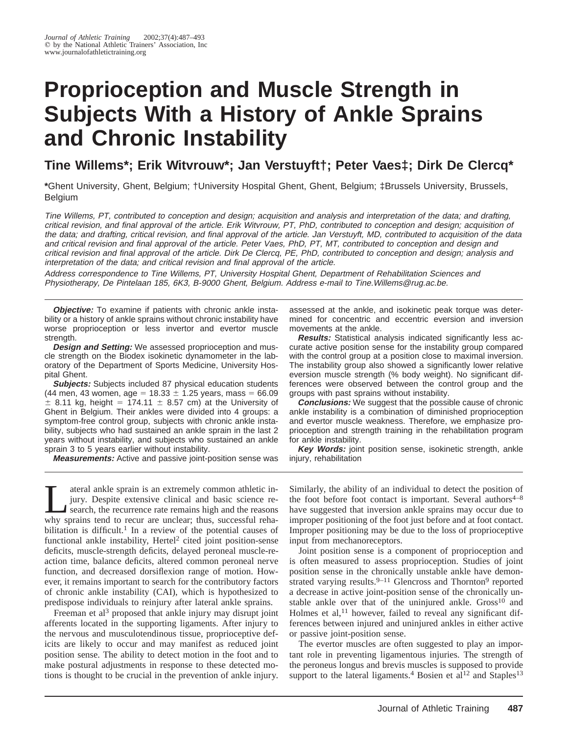# Proprioception and Muscle Strength in Subjects With a History of Ankle Sprains and Chronic Instability

**Tine Willems\*; Erik Witvrouw\*; Jan Verstuyft†; Peter Vaes‡; Dirk De Clercq\***

**\***Ghent University, Ghent, Belgium; †University Hospital Ghent, Ghent, Belgium; ‡Brussels University, Brussels, Belgium

*Tine Willems, PT, contributed to conception and design; acquisition and analysis and interpretation of the data; and drafting, critical revision, and final approval of the article. Erik Witvrouw, PT, PhD, contributed to conception and design; acquisition of the data; and drafting, critical revision, and final approval of the article. Jan Verstuyft, MD, contributed to acquisition of the data and critical revision and final approval of the article. Peter Vaes, PhD, PT, MT, contributed to conception and design and critical revision and final approval of the article. Dirk De Clercq, PE, PhD, contributed to conception and design; analysis and interpretation of the data; and critical revision and final approval of the article.*

*Address correspondence to Tine Willems, PT, University Hospital Ghent, Department of Rehabilitation Sciences and Physiotherapy, De Pintelaan 185, 6K3, B-9000 Ghent, Belgium. Address e-mail to Tine.Willems@rug.ac.be.*

***Objective:*** To examine if patients with chronic ankle instability or a history of ankle sprains without chronic instability have worse proprioception or less invertor and evertor muscle strength.

***Design and Setting:*** We assessed proprioception and muscle strength on the Biodex isokinetic dynamometer in the laboratory of the Department of Sports Medicine, University Hospital Ghent.

***Subjects:*** Subjects included 87 physical education students (44 men, 43 women, age = $18.33 \pm 1.25$ years, mass = $66.09 \pm 8.11$ kg, height = $174.11 \pm 8.57$ cm) at the University of Ghent in Belgium. Their ankles were divided into 4 groups: a symptom-free control group, subjects with chronic ankle instability, subjects who had sustained an ankle sprain in the last 2 years without instability, and subjects who sustained an ankle sprain 3 to 5 years earlier without instability.

***Measurements:*** Active and passive joint-position sense was assessed at the ankle, and isokinetic peak torque was determined for concentric and eccentric eversion and inversion movements at the ankle.

***Results:*** Statistical analysis indicated significantly less accurate active position sense for the instability group compared with the control group at a position close to maximal inversion. The instability group also showed a significantly lower relative eversion muscle strength (% body weight). No significant differences were observed between the control group and the groups with past sprains without instability.

***Conclusions:*** We suggest that the possible cause of chronic ankle instability is a combination of diminished proprioception and evertor muscle weakness. Therefore, we emphasize proprioception and strength training in the rehabilitation program for ankle instability.

***Key Words:*** joint position sense, isokinetic strength, ankle injury, rehabilitation

Lateral ankle sprain is an extremely common athletic injury. Despite extensive clinical and basic science research, the recurrence rate remains high and the reasons why sprains tend to recur are unclear; thus, successful rehabilitation is difficult.[1] In a review of the potential causes of functional ankle instability, Hertel[2] cited joint position-sense deficits, muscle-strength deficits, delayed peroneal muscle-reaction time, balance deficits, altered common peroneal nerve function, and decreased dorsiflexion range of motion. However, it remains important to search for the contributory factors of chronic ankle instability (CAI), which is hypothesized to predispose individuals to reinjury after lateral ankle sprains.

Freeman et al[3] proposed that ankle injury may disrupt joint afferents located in the supporting ligaments. After injury to the nervous and musculotendinous tissue, proprioceptive deficits are likely to occur and may manifest as reduced joint position sense. The ability to detect motion in the foot and to make postural adjustments in response to these detected motions is thought to be crucial in the prevention of ankle injury. Similarly, the ability of an individual to detect the position of the foot before foot contact is important. Several authors[4–8] have suggested that inversion ankle sprains may occur due to improper positioning of the foot just before and at foot contact. Improper positioning may be due to the loss of proprioceptive input from mechanoreceptors.

Joint position sense is a component of proprioception and is often measured to assess proprioception. Studies of joint position sense in the chronically unstable ankle have demonstrated varying results.[9–11] Glencross and Thornton[9] reported a decrease in active joint-position sense of the chronically unstable ankle over that of the uninjured ankle. Gross[10] and Holmes et al,[11] however, failed to reveal any significant differences between injured and uninjured ankles in either active or passive joint-position sense.

The evertor muscles are often suggested to play an important role in preventing ligamentous injuries. The strength of the peroneus longus and brevis muscles is supposed to provide support to the lateral ligaments.[4] Bosien et al[12] and Staples[13]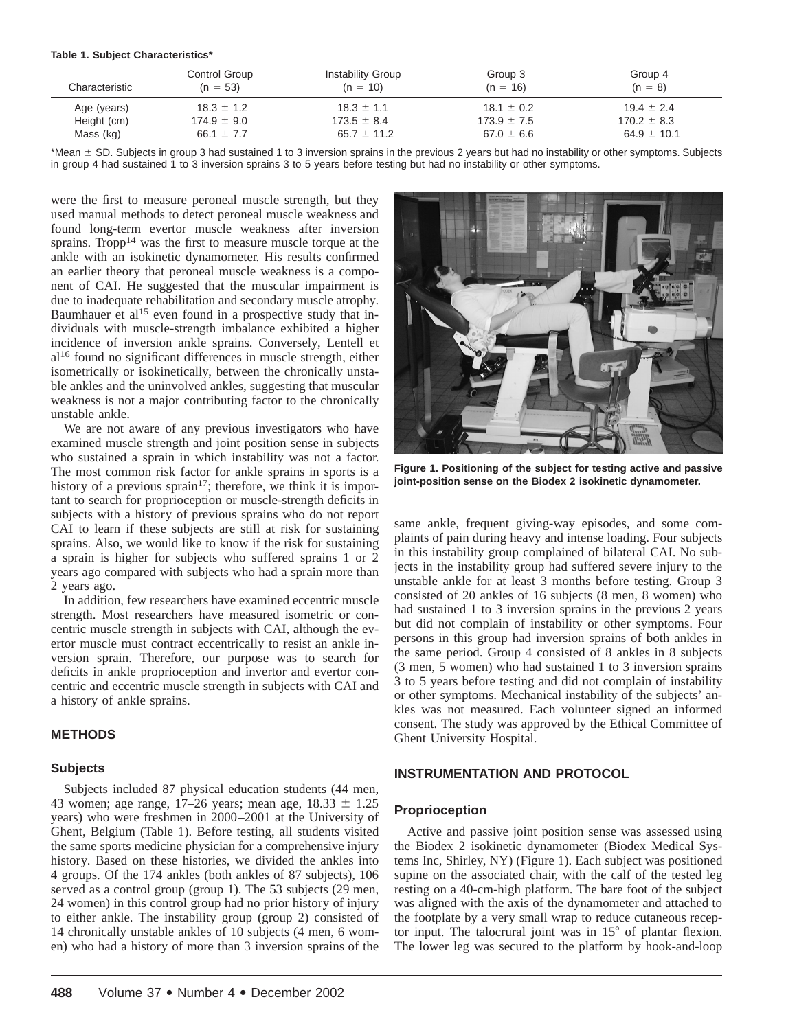**Table 1. Subject Characteristics***

| Characteristic | Control Group (n = 53) | Instability Group (n = 10) | Group 3 (n = 16) | Group 4 (n = 8) |
|---|---|---|---|---|
| Age (years) | 18.3 ± 1.2 | 18.3 ± 1.1 | 18.1 ± 0.2 | 19.4 ± 2.4 |
| Height (cm) | 174.9 ± 9.0 | 173.5 ± 8.4 | 173.9 ± 7.5 | 170.2 ± 8.3 |
| Mass (kg) | 66.1 ± 7.7 | 65.7 ± 11.2 | 67.0 ± 6.6 | 64.9 ± 10.1 |

*Mean ± SD. Subjects in group 3 had sustained 1 to 3 inversion sprains in the previous 2 years but had no instability or other symptoms. Subjects in group 4 had sustained 1 to 3 inversion sprains 3 to 5 years before testing but had no instability or other symptoms.

were the first to measure peroneal muscle strength, but they used manual methods to detect peroneal muscle weakness and found long-term evertor muscle weakness after inversion sprains. Tropp[14] was the first to measure muscle torque at the ankle with an isokinetic dynamometer. His results confirmed an earlier theory that peroneal muscle weakness is a component of CAI. He suggested that the muscular impairment is due to inadequate rehabilitation and secondary muscle atrophy. Baumhauer et al[15] even found in a prospective study that individuals with muscle-strength imbalance exhibited a higher incidence of inversion ankle sprains. Conversely, Lentell et al[16] found no significant differences in muscle strength, either isometrically or isokinetically, between the chronically unstable ankles and the uninvolved ankles, suggesting that muscular weakness is not a major contributing factor to the chronically unstable ankle.

We are not aware of any previous investigators who have examined muscle strength and joint position sense in subjects who sustained a sprain in which instability was not a factor. The most common risk factor for ankle sprains in sports is a history of a previous sprain[17]; therefore, we think it is important to search for proprioception or muscle-strength deficits in subjects with a history of previous sprains who do not report CAI to learn if these subjects are still at risk for sustaining sprains. Also, we would like to know if the risk for sustaining a sprain is higher for subjects who suffered sprains 1 or 2 years ago compared with subjects who had a sprain more than 2 years ago.

In addition, few researchers have examined eccentric muscle strength. Most researchers have measured isometric or concentric muscle strength in subjects with CAI, although the evertor muscle must contract eccentrically to resist an ankle inversion sprain. Therefore, our purpose was to search for deficits in ankle proprioception and invertor and evertor concentric and eccentric muscle strength in subjects with CAI and a history of ankle sprains.

## METHODS

### Subjects

Subjects included 87 physical education students (44 men, 43 women; age range, 17–26 years; mean age, 18.33 ± 1.25 years) who were freshmen in 2000–2001 at the University of Ghent, Belgium (Table 1). Before testing, all students visited the same sports medicine physician for a comprehensive injury history. Based on these histories, we divided the ankles into 4 groups. Of the 174 ankles (both ankles of 87 subjects), 106 served as a control group (group 1). The 53 subjects (29 men, 24 women) in this control group had no prior history of injury to either ankle. The instability group (group 2) consisted of 14 chronically unstable ankles of 10 subjects (4 men, 6 women) who had a history of more than 3 inversion sprains of the same ankle, frequent giving-way episodes, and some complaints of pain during heavy and intense loading. Four subjects in this instability group complained of bilateral CAI. No subjects in the instability group had suffered severe injury to the unstable ankle for at least 3 months before testing. Group 3 consisted of 20 ankles of 16 subjects (8 men, 8 women) who had sustained 1 to 3 inversion sprains in the previous 2 years but did not complain of instability or other symptoms. Four persons in this group had inversion sprains of both ankles in the same period. Group 4 consisted of 8 ankles in 8 subjects (3 men, 5 women) who had sustained 1 to 3 inversion sprains 3 to 5 years before testing and did not complain of instability or other symptoms. Mechanical instability of the subjects' ankles was not measured. Each volunteer signed an informed consent. The study was approved by the Ethical Committee of Ghent University Hospital.

**Figure 1. Positioning of the subject for testing active and passive joint-position sense on the Biodex 2 isokinetic dynamometer.**

## INSTRUMENTATION AND PROTOCOL

### Proprioception

Active and passive joint position sense was assessed using the Biodex 2 isokinetic dynamometer (Biodex Medical Systems Inc, Shirley, NY) (Figure 1). Each subject was positioned supine on the associated chair, with the calf of the tested leg resting on a 40-cm-high platform. The bare foot of the subject was aligned with the axis of the dynamometer and attached to the footplate by a very small wrap to reduce cutaneous receptor input. The talocrural joint was in 15° of plantar flexion. The lower leg was secured to the platform by hook-and-loop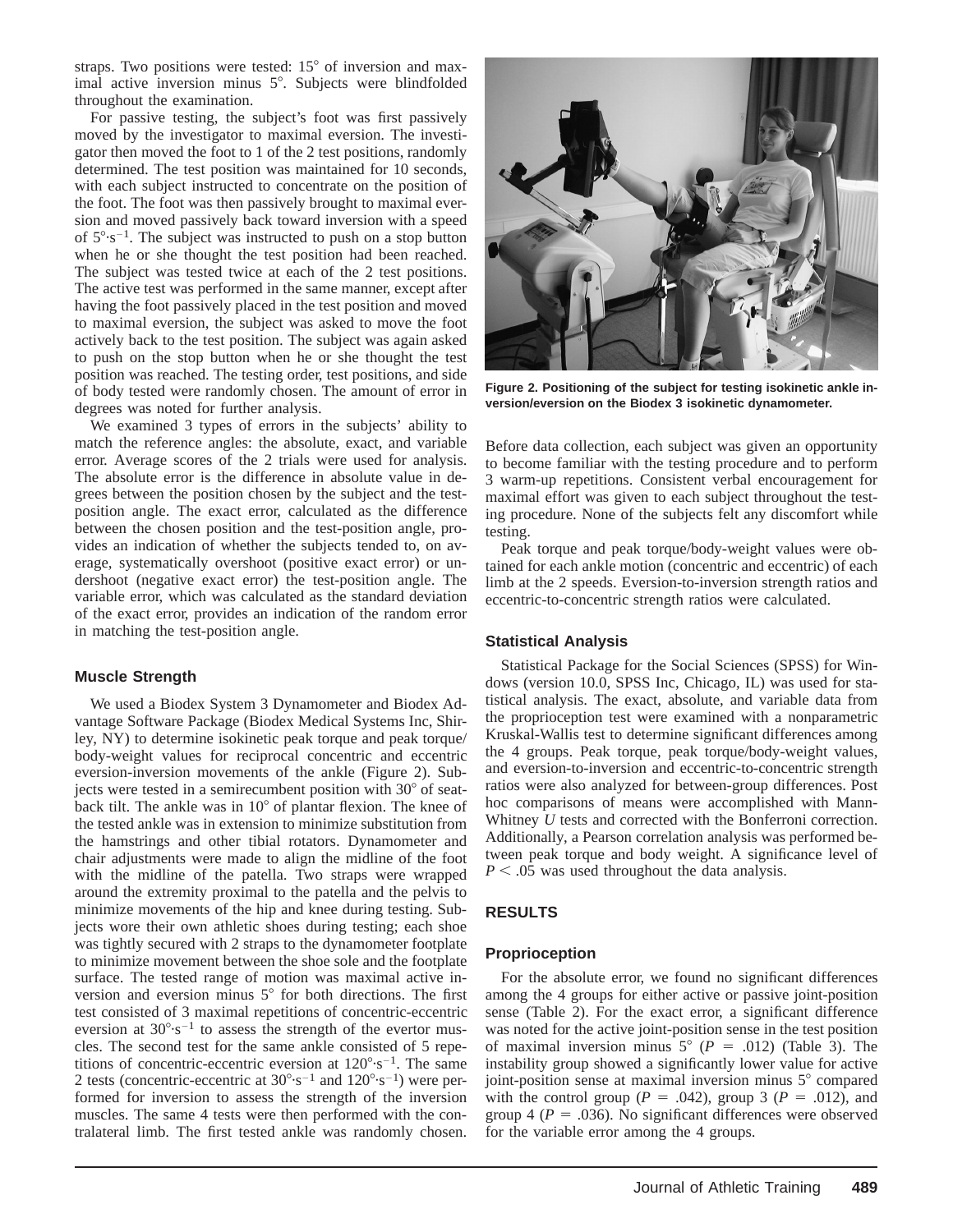straps. Two positions were tested: 15° of inversion and maximal active inversion minus 5°. Subjects were blindfolded throughout the examination.

For passive testing, the subject's foot was first passively moved by the investigator to maximal eversion. The investigator then moved the foot to 1 of the 2 test positions, randomly determined. The test position was maintained for 10 seconds, with each subject instructed to concentrate on the position of the foot. The foot was then passively brought to maximal eversion and moved passively back toward inversion with a speed of $5°\cdot s^{-1}$. The subject was instructed to push on a stop button when he or she thought the test position had been reached. The subject was tested twice at each of the 2 test positions. The active test was performed in the same manner, except after having the foot passively placed in the test position and moved to maximal eversion, the subject was asked to move the foot actively back to the test position. The subject was again asked to push on the stop button when he or she thought the test position was reached. The testing order, test positions, and side of body tested were randomly chosen. The amount of error in degrees was noted for further analysis.

We examined 3 types of errors in the subjects' ability to match the reference angles: the absolute, exact, and variable error. Average scores of the 2 trials were used for analysis. The absolute error is the difference in absolute value in degrees between the position chosen by the subject and the test-position angle. The exact error, calculated as the difference between the chosen position and the test-position angle, provides an indication of whether the subjects tended to, on average, systematically overshoot (positive exact error) or undershoot (negative exact error) the test-position angle. The variable error, which was calculated as the standard deviation of the exact error, provides an indication of the random error in matching the test-position angle.

### Muscle Strength

We used a Biodex System 3 Dynamometer and Biodex Advantage Software Package (Biodex Medical Systems Inc, Shirley, NY) to determine isokinetic peak torque and peak torque/body-weight values for reciprocal concentric and eccentric eversion-inversion movements of the ankle (Figure 2). Subjects were tested in a semirecumbent position with 30° of seat-back tilt. The ankle was in 10° of plantar flexion. The knee of the tested ankle was in extension to minimize substitution from the hamstrings and other tibial rotators. Dynamometer and chair adjustments were made to align the midline of the foot with the midline of the patella. Two straps were wrapped around the extremity proximal to the patella and the pelvis to minimize movements of the hip and knee during testing. Subjects wore their own athletic shoes during testing; each shoe was tightly secured with 2 straps to the dynamometer footplate to minimize movement between the shoe sole and the footplate surface. The tested range of motion was maximal active inversion and eversion minus 5° for both directions. The first test consisted of 3 maximal repetitions of concentric-eccentric eversion at $30°\cdot s^{-1}$ to assess the strength of the evertor muscles. The second test for the same ankle consisted of 5 repetitions of concentric-eccentric eversion at $120°\cdot s^{-1}$. The same 2 tests (concentric-eccentric at $30°\cdot s^{-1}$ and $120°\cdot s^{-1}$) were performed for inversion to assess the strength of the inversion muscles. The same 4 tests were then performed with the contralateral limb. The first tested ankle was randomly chosen.

**Figure 2. Positioning of the subject for testing isokinetic ankle inversion/eversion on the Biodex 3 isokinetic dynamometer.**

Before data collection, each subject was given an opportunity to become familiar with the testing procedure and to perform 3 warm-up repetitions. Consistent verbal encouragement for maximal effort was given to each subject throughout the testing procedure. None of the subjects felt any discomfort while testing.

Peak torque and peak torque/body-weight values were obtained for each ankle motion (concentric and eccentric) of each limb at the 2 speeds. Eversion-to-inversion strength ratios and eccentric-to-concentric strength ratios were calculated.

### Statistical Analysis

Statistical Package for the Social Sciences (SPSS) for Windows (version 10.0, SPSS Inc, Chicago, IL) was used for statistical analysis. The exact, absolute, and variable data from the proprioception test were examined with a nonparametric Kruskal-Wallis test to determine significant differences among the 4 groups. Peak torque, peak torque/body-weight values, and eversion-to-inversion and eccentric-to-concentric strength ratios were also analyzed for between-group differences. Post hoc comparisons of means were accomplished with Mann-Whitney *U* tests and corrected with the Bonferroni correction. Additionally, a Pearson correlation analysis was performed between peak torque and body weight. A significance level of $P < .05$ was used throughout the data analysis.

## RESULTS

### Proprioception

For the absolute error, we found no significant differences among the 4 groups for either active or passive joint-position sense (Table 2). For the exact error, a significant difference was noted for the active joint-position sense in the test position of maximal inversion minus 5° ($P = .012$) (Table 3). The instability group showed a significantly lower value for active joint-position sense at maximal inversion minus 5° compared with the control group ($P = .042$), group 3 ($P = .012$), and group 4 ($P = .036$). No significant differences were observed for the variable error among the 4 groups.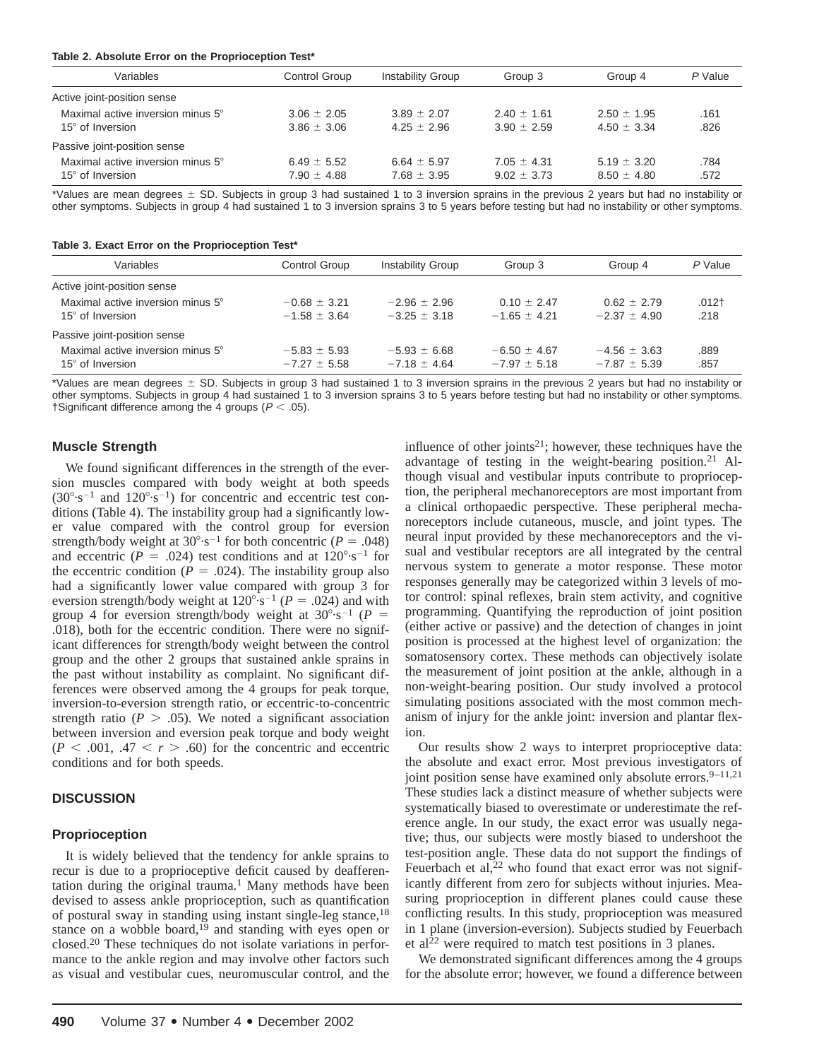**Table 2. Absolute Error on the Proprioception Test***

| Variables | Control Group | Instability Group | Group 3 | Group 4 | *P* Value |
|---|---|---|---|---|---|
| Active joint-position sense | | | | | |
| Maximal active inversion minus 5° | 3.06 ± 2.05 | 3.89 ± 2.07 | 2.40 ± 1.61 | 2.50 ± 1.95 | .161 |
| 15° of Inversion | 3.86 ± 3.06 | 4.25 ± 2.96 | 3.90 ± 2.59 | 4.50 ± 3.34 | .826 |
| Passive joint-position sense | | | | | |
| Maximal active inversion minus 5° | 6.49 ± 5.52 | 6.64 ± 5.97 | 7.05 ± 4.31 | 5.19 ± 3.20 | .784 |
| 15° of Inversion | 7.90 ± 4.88 | 7.68 ± 3.95 | 9.02 ± 3.73 | 8.50 ± 4.80 | .572 |

*Values are mean degrees ± SD. Subjects in group 3 had sustained 1 to 3 inversion sprains in the previous 2 years but had no instability or other symptoms. Subjects in group 4 had sustained 1 to 3 inversion sprains 3 to 5 years before testing but had no instability or other symptoms.

**Table 3. Exact Error on the Proprioception Test***

| Variables | Control Group | Instability Group | Group 3 | Group 4 | *P* Value |
|---|---|---|---|---|---|
| Active joint-position sense | | | | | |
| Maximal active inversion minus 5° | −0.68 ± 3.21 | −2.96 ± 2.96 | 0.10 ± 2.47 | 0.62 ± 2.79 | .012† |
| 15° of Inversion | −1.58 ± 3.64 | −3.25 ± 3.18 | −1.65 ± 4.21 | −2.37 ± 4.90 | .218 |
| Passive joint-position sense | | | | | |
| Maximal active inversion minus 5° | −5.83 ± 5.93 | −5.93 ± 6.68 | −6.50 ± 4.67 | −4.56 ± 3.63 | .889 |
| 15° of Inversion | −7.27 ± 5.58 | −7.18 ± 4.64 | −7.97 ± 5.18 | −7.87 ± 5.39 | .857 |

*Values are mean degrees ± SD. Subjects in group 3 had sustained 1 to 3 inversion sprains in the previous 2 years but had no instability or other symptoms. Subjects in group 4 had sustained 1 to 3 inversion sprains 3 to 5 years before testing but had no instability or other symptoms.
†Significant difference among the 4 groups ($P < .05$).

### Muscle Strength

We found significant differences in the strength of the eversion muscles compared with body weight at both speeds ($30°·s^{-1}$ and $120°·s^{-1}$) for concentric and eccentric test conditions (Table 4). The instability group had a significantly lower value compared with the control group for eversion strength/body weight at $30°·s^{-1}$ for both concentric ($P = .048$) and eccentric ($P = .024$) test conditions and at $120°·s^{-1}$ for the eccentric condition ($P = .024$). The instability group also had a significantly lower value compared with group 3 for eversion strength/body weight at $120°·s^{-1}$ ($P = .024$) and with group 4 for eversion strength/body weight at $30°·s^{-1}$ ($P = .018$), both for the eccentric condition. There were no significant differences for strength/body weight between the control group and the other 2 groups that sustained ankle sprains in the past without instability as complaint. No significant differences were observed among the 4 groups for peak torque, inversion-to-eversion strength ratio, or eccentric-to-concentric strength ratio ($P > .05$). We noted a significant association between inversion and eversion peak torque and body weight ($P < .001$, $.47 < r > .60$) for the concentric and eccentric conditions and for both speeds.

## DISCUSSION

### Proprioception

It is widely believed that the tendency for ankle sprains to recur is due to a proprioceptive deficit caused by deafferentation during the original trauma.[1] Many methods have been devised to assess ankle proprioception, such as quantification of postural sway in standing using instant single-leg stance,[18] stance on a wobble board,[19] and standing with eyes open or closed.[20] These techniques do not isolate variations in performance to the ankle region and may involve other factors such as visual and vestibular cues, neuromuscular control, and the influence of other joints[21]; however, these techniques have the advantage of testing in the weight-bearing position.[21] Although visual and vestibular inputs contribute to proprioception, the peripheral mechanoreceptors are most important from a clinical orthopaedic perspective. These peripheral mechanoreceptors include cutaneous, muscle, and joint types. The neural input provided by these mechanoreceptors and the visual and vestibular receptors are all integrated by the central nervous system to generate a motor response. These motor responses generally may be categorized within 3 levels of motor control: spinal reflexes, brain stem activity, and cognitive programming. Quantifying the reproduction of joint position (either active or passive) and the detection of changes in joint position is processed at the highest level of organization: the somatosensory cortex. These methods can objectively isolate the measurement of joint position at the ankle, although in a non-weight-bearing position. Our study involved a protocol simulating positions associated with the most common mechanism of injury for the ankle joint: inversion and plantar flexion.

Our results show 2 ways to interpret proprioceptive data: the absolute and exact error. Most previous investigators of joint position sense have examined only absolute errors.[9–11,21] These studies lack a distinct measure of whether subjects were systematically biased to overestimate or underestimate the reference angle. In our study, the exact error was usually negative; thus, our subjects were mostly biased to undershoot the test-position angle. These data do not support the findings of Feuerbach et al,[22] who found that exact error was not significantly different from zero for subjects without injuries. Measuring proprioception in different planes could cause these conflicting results. In this study, proprioception was measured in 1 plane (inversion-eversion). Subjects studied by Feuerbach et al[22] were required to match test positions in 3 planes.

We demonstrated significant differences among the 4 groups for the absolute error; however, we found a difference between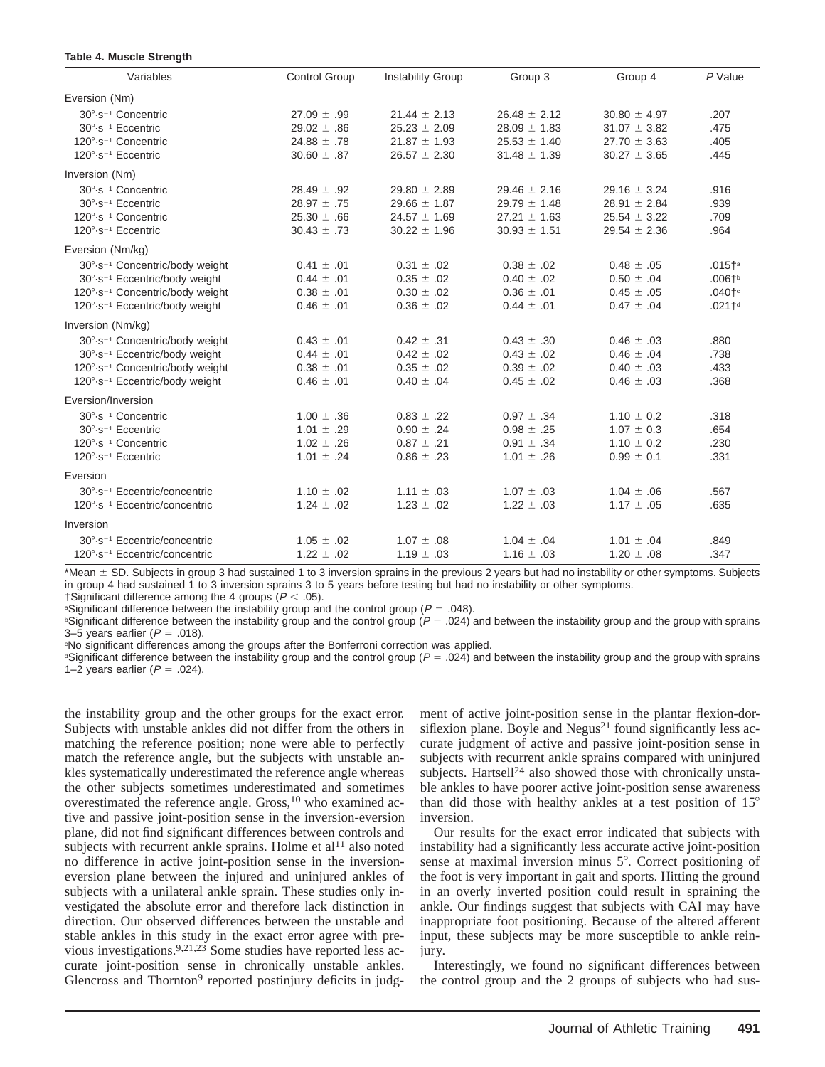**Table 4. Muscle Strength**

| Variables | Control Group | Instability Group | Group 3 | Group 4 | *P* Value |
|---|---|---|---|---|---|
| Eversion (Nm) | | | | | |
| 30°·s$^{-1}$ Concentric | 27.09 ± .99 | 21.44 ± 2.13 | 26.48 ± 2.12 | 30.80 ± 4.97 | .207 |
| 30°·s$^{-1}$ Eccentric | 29.02 ± .86 | 25.23 ± 2.09 | 28.09 ± 1.83 | 31.07 ± 3.82 | .475 |
| 120°·s$^{-1}$ Concentric | 24.88 ± .78 | 21.87 ± 1.93 | 25.53 ± 1.40 | 27.70 ± 3.63 | .405 |
| 120°·s$^{-1}$ Eccentric | 30.60 ± .87 | 26.57 ± 2.30 | 31.48 ± 1.39 | 30.27 ± 3.65 | .445 |
| Inversion (Nm) | | | | | |
| 30°·s$^{-1}$ Concentric | 28.49 ± .92 | 29.80 ± 2.89 | 29.46 ± 2.16 | 29.16 ± 3.24 | .916 |
| 30°·s$^{-1}$ Eccentric | 28.97 ± .75 | 29.66 ± 1.87 | 29.79 ± 1.48 | 28.91 ± 2.84 | .939 |
| 120°·s$^{-1}$ Concentric | 25.30 ± .66 | 24.57 ± 1.69 | 27.21 ± 1.63 | 25.54 ± 3.22 | .709 |
| 120°·s$^{-1}$ Eccentric | 30.43 ± .73 | 30.22 ± 1.96 | 30.93 ± 1.51 | 29.54 ± 2.36 | .964 |
| Eversion (Nm/kg) | | | | | |
| 30°·s$^{-1}$ Concentric/body weight | 0.41 ± .01 | 0.31 ± .02 | 0.38 ± .02 | 0.48 ± .05 | .015†[a] |
| 30°·s$^{-1}$ Eccentric/body weight | 0.44 ± .01 | 0.35 ± .02 | 0.40 ± .02 | 0.50 ± .04 | .006†[b] |
| 120°·s$^{-1}$ Concentric/body weight | 0.38 ± .01 | 0.30 ± .02 | 0.36 ± .01 | 0.45 ± .05 | .040†[c] |
| 120°·s$^{-1}$ Eccentric/body weight | 0.46 ± .01 | 0.36 ± .02 | 0.44 ± .01 | 0.47 ± .04 | .021†[d] |
| Inversion (Nm/kg) | | | | | |
| 30°·s$^{-1}$ Concentric/body weight | 0.43 ± .01 | 0.42 ± .31 | 0.43 ± .30 | 0.46 ± .03 | .880 |
| 30°·s$^{-1}$ Eccentric/body weight | 0.44 ± .01 | 0.42 ± .02 | 0.43 ± .02 | 0.46 ± .04 | .738 |
| 120°·s$^{-1}$ Concentric/body weight | 0.38 ± .01 | 0.35 ± .02 | 0.39 ± .02 | 0.40 ± .03 | .433 |
| 120°·s$^{-1}$ Eccentric/body weight | 0.46 ± .01 | 0.40 ± .04 | 0.45 ± .02 | 0.46 ± .03 | .368 |
| Eversion/Inversion | | | | | |
| 30°·s$^{-1}$ Concentric | 1.00 ± .36 | 0.83 ± .22 | 0.97 ± .34 | 1.10 ± 0.2 | .318 |
| 30°·s$^{-1}$ Eccentric | 1.01 ± .29 | 0.90 ± .24 | 0.98 ± .25 | 1.07 ± 0.3 | .654 |
| 120°·s$^{-1}$ Concentric | 1.02 ± .26 | 0.87 ± .21 | 0.91 ± .34 | 1.10 ± 0.2 | .230 |
| 120°·s$^{-1}$ Eccentric | 1.01 ± .24 | 0.86 ± .23 | 1.01 ± .26 | 0.99 ± 0.1 | .331 |
| Eversion | | | | | |
| 30°·s$^{-1}$ Eccentric/concentric | 1.10 ± .02 | 1.11 ± .03 | 1.07 ± .03 | 1.04 ± .06 | .567 |
| 120°·s$^{-1}$ Eccentric/concentric | 1.24 ± .02 | 1.23 ± .02 | 1.22 ± .03 | 1.17 ± .05 | .635 |
| Inversion | | | | | |
| 30°·s$^{-1}$ Eccentric/concentric | 1.05 ± .02 | 1.07 ± .08 | 1.04 ± .04 | 1.01 ± .04 | .849 |
| 120°·s$^{-1}$ Eccentric/concentric | 1.22 ± .02 | 1.19 ± .03 | 1.16 ± .03 | 1.20 ± .08 | .347 |

*Mean ± SD. Subjects in group 3 had sustained 1 to 3 inversion sprains in the previous 2 years but had no instability or other symptoms. Subjects in group 4 had sustained 1 to 3 inversion sprains 3 to 5 years before testing but had no instability or other symptoms.

†Significant difference among the 4 groups ($P < .05$).

[a]Significant difference between the instability group and the control group ($P = .048$).

[b]Significant difference between the instability group and the control group ($P = .024$) and between the instability group and the group with sprains 3–5 years earlier ($P = .018$).

[c]No significant differences among the groups after the Bonferroni correction was applied.

[d]Significant difference between the instability group and the control group ($P = .024$) and between the instability group and the group with sprains 1–2 years earlier ($P = .024$).

the instability group and the other groups for the exact error. Subjects with unstable ankles did not differ from the others in matching the reference position; none were able to perfectly match the reference angle, but the subjects with unstable ankles systematically underestimated the reference angle whereas the other subjects sometimes underestimated and sometimes overestimated the reference angle. Gross,[10] who examined active and passive joint-position sense in the inversion-eversion plane, did not find significant differences between controls and subjects with recurrent ankle sprains. Holme et al[11] also noted no difference in active joint-position sense in the inversion-eversion plane between the injured and uninjured ankles of subjects with a unilateral ankle sprain. These studies only investigated the absolute error and therefore lack distinction in direction. Our observed differences between the unstable and stable ankles in this study in the exact error agree with previous investigations.[9,21,23] Some studies have reported less accurate joint-position sense in chronically unstable ankles. Glencross and Thornton[9] reported postinjury deficits in judgment of active joint-position sense in the plantar flexion-dorsiflexion plane. Boyle and Negus[21] found significantly less accurate judgment of active and passive joint-position sense in subjects with recurrent ankle sprains compared with uninjured subjects. Hartsell[24] also showed those with chronically unstable ankles to have poorer active joint-position sense awareness than did those with healthy ankles at a test position of 15° inversion.

Our results for the exact error indicated that subjects with instability had a significantly less accurate active joint-position sense at maximal inversion minus 5°. Correct positioning of the foot is very important in gait and sports. Hitting the ground in an overly inverted position could result in spraining the ankle. Our findings suggest that subjects with CAI may have inappropriate foot positioning. Because of the altered afferent input, these subjects may be more susceptible to ankle reinjury.

Interestingly, we found no significant differences between the control group and the 2 groups of subjects who had sus-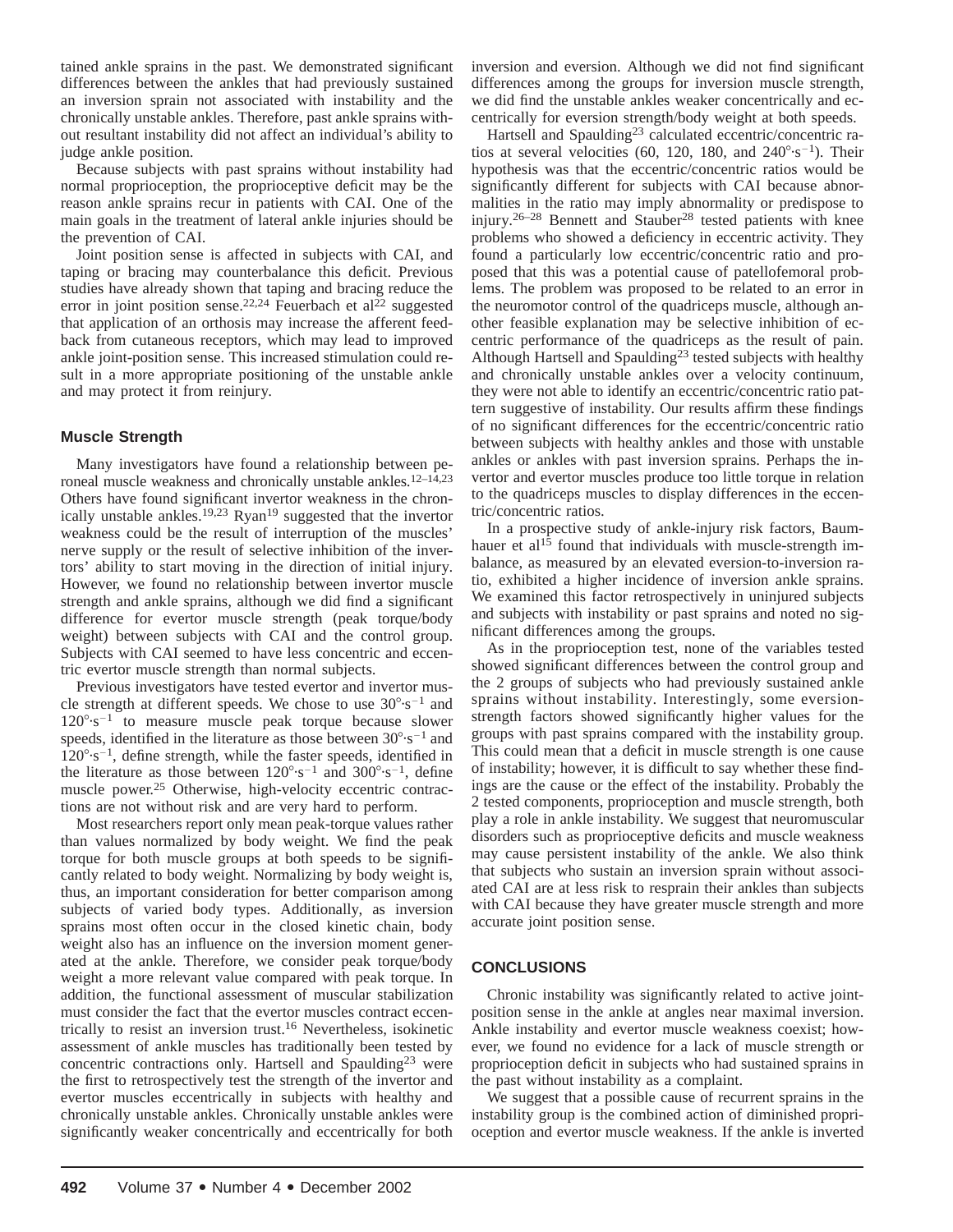tained ankle sprains in the past. We demonstrated significant differences between the ankles that had previously sustained an inversion sprain not associated with instability and the chronically unstable ankles. Therefore, past ankle sprains without resultant instability did not affect an individual's ability to judge ankle position.

Because subjects with past sprains without instability had normal proprioception, the proprioceptive deficit may be the reason ankle sprains recur in patients with CAI. One of the main goals in the treatment of lateral ankle injuries should be the prevention of CAI.

Joint position sense is affected in subjects with CAI, and taping or bracing may counterbalance this deficit. Previous studies have already shown that taping and bracing reduce the error in joint position sense.[22,24] Feuerbach et al[22] suggested that application of an orthosis may increase the afferent feedback from cutaneous receptors, which may lead to improved ankle joint-position sense. This increased stimulation could result in a more appropriate positioning of the unstable ankle and may protect it from reinjury.

## Muscle Strength

Many investigators have found a relationship between peroneal muscle weakness and chronically unstable ankles.[12–14,23] Others have found significant invertor weakness in the chronically unstable ankles.[19,23] Ryan[19] suggested that the invertor weakness could be the result of interruption of the muscles' nerve supply or the result of selective inhibition of the invertors' ability to start moving in the direction of initial injury. However, we found no relationship between invertor muscle strength and ankle sprains, although we did find a significant difference for evertor muscle strength (peak torque/body weight) between subjects with CAI and the control group. Subjects with CAI seemed to have less concentric and eccentric evertor muscle strength than normal subjects.

Previous investigators have tested evertor and invertor muscle strength at different speeds. We chose to use $30°\cdot s^{-1}$ and $120°\cdot s^{-1}$ to measure muscle peak torque because slower speeds, identified in the literature as those between $30°\cdot s^{-1}$ and $120°\cdot s^{-1}$, define strength, while the faster speeds, identified in the literature as those between $120°\cdot s^{-1}$ and $300°\cdot s^{-1}$, define muscle power.[25] Otherwise, high-velocity eccentric contractions are not without risk and are very hard to perform.

Most researchers report only mean peak-torque values rather than values normalized by body weight. We find the peak torque for both muscle groups at both speeds to be significantly related to body weight. Normalizing by body weight is, thus, an important consideration for better comparison among subjects of varied body types. Additionally, as inversion sprains most often occur in the closed kinetic chain, body weight also has an influence on the inversion moment generated at the ankle. Therefore, we consider peak torque/body weight a more relevant value compared with peak torque. In addition, the functional assessment of muscular stabilization must consider the fact that the evertor muscles contract eccentrically to resist an inversion trust.[16] Nevertheless, isokinetic assessment of ankle muscles has traditionally been tested by concentric contractions only. Hartsell and Spaulding[23] were the first to retrospectively test the strength of the invertor and evertor muscles eccentrically in subjects with healthy and chronically unstable ankles. Chronically unstable ankles were significantly weaker concentrically and eccentrically for both inversion and eversion. Although we did not find significant differences among the groups for inversion muscle strength, we did find the unstable ankles weaker concentrically and eccentrically for eversion strength/body weight at both speeds.

Hartsell and Spaulding[23] calculated eccentric/concentric ratios at several velocities (60, 120, 180, and $240°\cdot s^{-1}$). Their hypothesis was that the eccentric/concentric ratios would be significantly different for subjects with CAI because abnormalities in the ratio may imply abnormality or predispose to injury.[26–28] Bennett and Stauber[28] tested patients with knee problems who showed a deficiency in eccentric activity. They found a particularly low eccentric/concentric ratio and proposed that this was a potential cause of patellofemoral problems. The problem was proposed to be related to an error in the neuromotor control of the quadriceps muscle, although another feasible explanation may be selective inhibition of eccentric performance of the quadriceps as the result of pain. Although Hartsell and Spaulding[23] tested subjects with healthy and chronically unstable ankles over a velocity continuum, they were not able to identify an eccentric/concentric ratio pattern suggestive of instability. Our results affirm these findings of no significant differences for the eccentric/concentric ratio between subjects with healthy ankles and those with unstable ankles or ankles with past inversion sprains. Perhaps the invertor and evertor muscles produce too little torque in relation to the quadriceps muscles to display differences in the eccentric/concentric ratios.

In a prospective study of ankle-injury risk factors, Baumhauer et al[15] found that individuals with muscle-strength imbalance, as measured by an elevated eversion-to-inversion ratio, exhibited a higher incidence of inversion ankle sprains. We examined this factor retrospectively in uninjured subjects and subjects with instability or past sprains and noted no significant differences among the groups.

As in the proprioception test, none of the variables tested showed significant differences between the control group and the 2 groups of subjects who had previously sustained ankle sprains without instability. Interestingly, some eversion-strength factors showed significantly higher values for the groups with past sprains compared with the instability group. This could mean that a deficit in muscle strength is one cause of instability; however, it is difficult to say whether these findings are the cause or the effect of the instability. Probably the 2 tested components, proprioception and muscle strength, both play a role in ankle instability. We suggest that neuromuscular disorders such as proprioceptive deficits and muscle weakness may cause persistent instability of the ankle. We also think that subjects who sustain an inversion sprain without associated CAI are at less risk to resprain their ankles than subjects with CAI because they have greater muscle strength and more accurate joint position sense.

## CONCLUSIONS

Chronic instability was significantly related to active joint-position sense in the ankle at angles near maximal inversion. Ankle instability and evertor muscle weakness coexist; however, we found no evidence for a lack of muscle strength or proprioception deficit in subjects who had sustained sprains in the past without instability as a complaint.

We suggest that a possible cause of recurrent sprains in the instability group is the combined action of diminished proprioception and evertor muscle weakness. If the ankle is inverted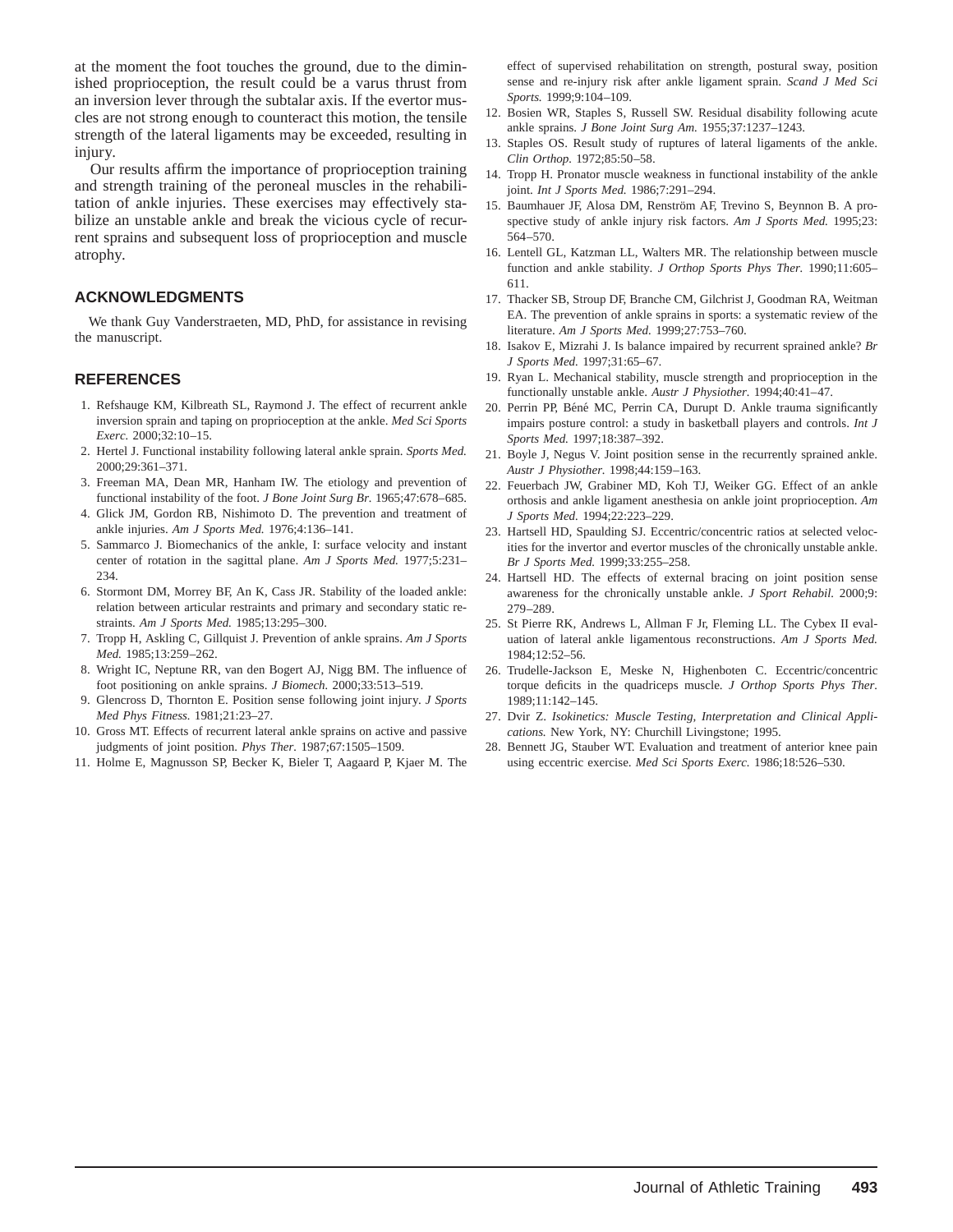at the moment the foot touches the ground, due to the diminished proprioception, the result could be a varus thrust from an inversion lever through the subtalar axis. If the evertor muscles are not strong enough to counteract this motion, the tensile strength of the lateral ligaments may be exceeded, resulting in injury.

Our results affirm the importance of proprioception training and strength training of the peroneal muscles in the rehabilitation of ankle injuries. These exercises may effectively stabilize an unstable ankle and break the vicious cycle of recurrent sprains and subsequent loss of proprioception and muscle atrophy.

## ACKNOWLEDGMENTS

We thank Guy Vanderstraeten, MD, PhD, for assistance in revising the manuscript.

## REFERENCES

1. Refshauge KM, Kilbreath SL, Raymond J. The effect of recurrent ankle inversion sprain and taping on proprioception at the ankle. *Med Sci Sports Exerc.* 2000;32:10–15.
2. Hertel J. Functional instability following lateral ankle sprain. *Sports Med.* 2000;29:361–371.
3. Freeman MA, Dean MR, Hanham IW. The etiology and prevention of functional instability of the foot. *J Bone Joint Surg Br.* 1965;47:678–685.
4. Glick JM, Gordon RB, Nishimoto D. The prevention and treatment of ankle injuries. *Am J Sports Med.* 1976;4:136–141.
5. Sammarco J. Biomechanics of the ankle, I: surface velocity and instant center of rotation in the sagittal plane. *Am J Sports Med.* 1977;5:231–234.
6. Stormont DM, Morrey BF, An K, Cass JR. Stability of the loaded ankle: relation between articular restraints and primary and secondary static restraints. *Am J Sports Med.* 1985;13:295–300.
7. Tropp H, Askling C, Gillquist J. Prevention of ankle sprains. *Am J Sports Med.* 1985;13:259–262.
8. Wright IC, Neptune RR, van den Bogert AJ, Nigg BM. The influence of foot positioning on ankle sprains. *J Biomech.* 2000;33:513–519.
9. Glencross D, Thornton E. Position sense following joint injury. *J Sports Med Phys Fitness.* 1981;21:23–27.
10. Gross MT. Effects of recurrent lateral ankle sprains on active and passive judgments of joint position. *Phys Ther.* 1987;67:1505–1509.
11. Holme E, Magnusson SP, Becker K, Bieler T, Aagaard P, Kjaer M. The effect of supervised rehabilitation on strength, postural sway, position sense and re-injury risk after ankle ligament sprain. *Scand J Med Sci Sports.* 1999;9:104–109.
12. Bosien WR, Staples S, Russell SW. Residual disability following acute ankle sprains. *J Bone Joint Surg Am.* 1955;37:1237–1243.
13. Staples OS. Result study of ruptures of lateral ligaments of the ankle. *Clin Orthop.* 1972;85:50–58.
14. Tropp H. Pronator muscle weakness in functional instability of the ankle joint. *Int J Sports Med.* 1986;7:291–294.
15. Baumhauer JF, Alosa DM, Renström AF, Trevino S, Beynnon B. A prospective study of ankle injury risk factors. *Am J Sports Med.* 1995;23:564–570.
16. Lentell GL, Katzman LL, Walters MR. The relationship between muscle function and ankle stability. *J Orthop Sports Phys Ther.* 1990;11:605–611.
17. Thacker SB, Stroup DF, Branche CM, Gilchrist J, Goodman RA, Weitman EA. The prevention of ankle sprains in sports: a systematic review of the literature. *Am J Sports Med.* 1999;27:753–760.
18. Isakov E, Mizrahi J. Is balance impaired by recurrent sprained ankle? *Br J Sports Med.* 1997;31:65–67.
19. Ryan L. Mechanical stability, muscle strength and proprioception in the functionally unstable ankle. *Austr J Physiother.* 1994;40:41–47.
20. Perrin PP, Béné MC, Perrin CA, Durupt D. Ankle trauma significantly impairs posture control: a study in basketball players and controls. *Int J Sports Med.* 1997;18:387–392.
21. Boyle J, Negus V. Joint position sense in the recurrently sprained ankle. *Austr J Physiother.* 1998;44:159–163.
22. Feuerbach JW, Grabiner MD, Koh TJ, Weiker GG. Effect of an ankle orthosis and ankle ligament anesthesia on ankle joint proprioception. *Am J Sports Med.* 1994;22:223–229.
23. Hartsell HD, Spaulding SJ. Eccentric/concentric ratios at selected velocities for the invertor and evertor muscles of the chronically unstable ankle. *Br J Sports Med.* 1999;33:255–258.
24. Hartsell HD. The effects of external bracing on joint position sense awareness for the chronically unstable ankle. *J Sport Rehabil.* 2000;9:279–289.
25. St Pierre RK, Andrews L, Allman F Jr, Fleming LL. The Cybex II evaluation of lateral ankle ligamentous reconstructions. *Am J Sports Med.* 1984;12:52–56.
26. Trudelle-Jackson E, Meske N, Highenboten C. Eccentric/concentric torque deficits in the quadriceps muscle. *J Orthop Sports Phys Ther.* 1989;11:142–145.
27. Dvir Z. *Isokinetics: Muscle Testing, Interpretation and Clinical Applications.* New York, NY: Churchill Livingstone; 1995.
28. Bennett JG, Stauber WT. Evaluation and treatment of anterior knee pain using eccentric exercise. *Med Sci Sports Exerc.* 1986;18:526–530.